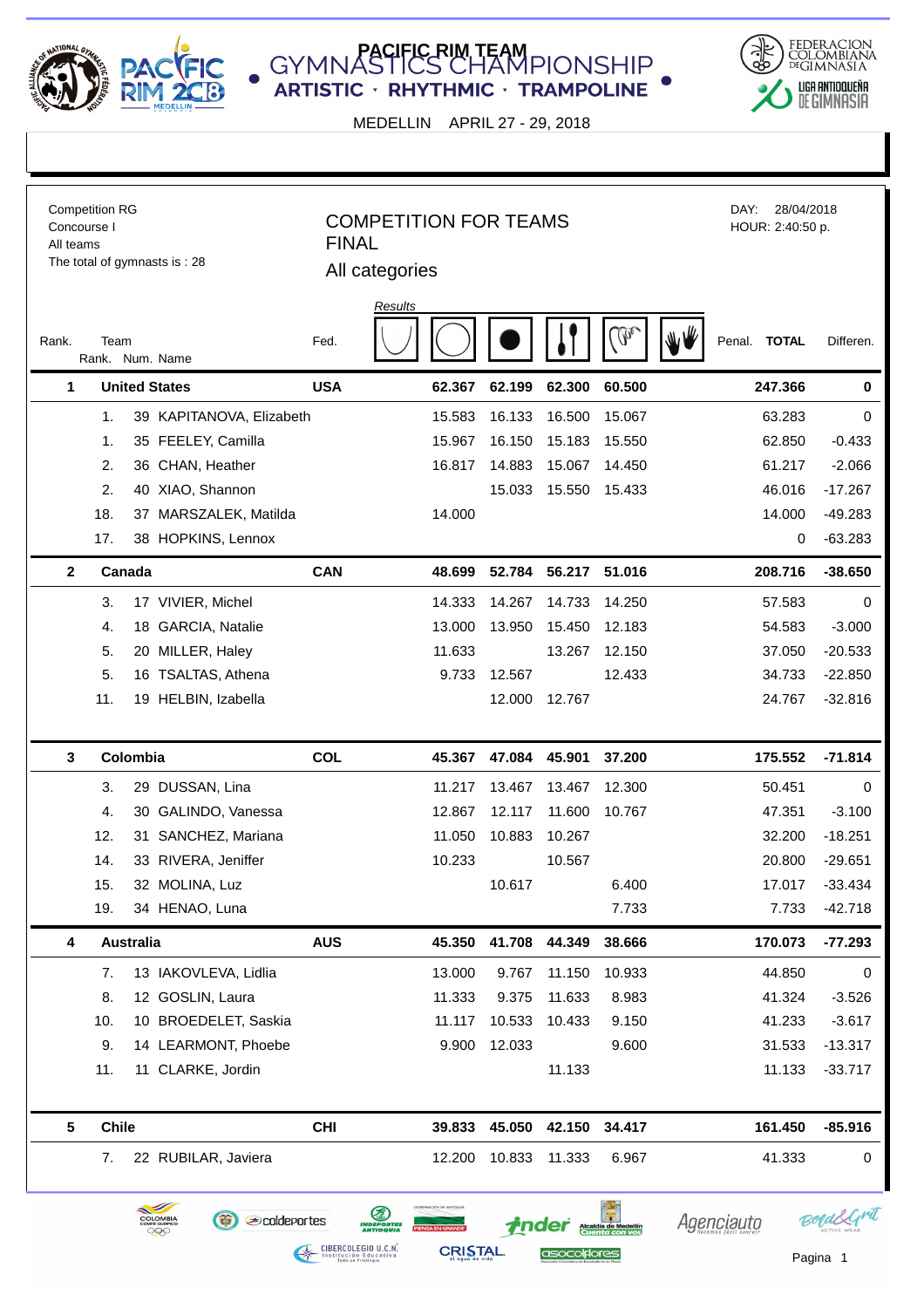**PACIFIC RIM TEAM GYMNASTICS CHAMPIONSHIP**
**ARTISTIC · RHYTHMIC · TRAMPOLINE**

MEDELLIN APRIL 27 - 29, 2018

FEDERACION COLOMBIANA DE GIMNASIA
LIGA ANTIOQUEÑA DE GIMNASIA

Competition RG
Concourse I
All teams
The total of gymnasts is : 28

## COMPETITION FOR TEAMS
## FINAL
All categories

DAY: 28/04/2018
HOUR: 2:40:50 p.

| Rank. | Team / Rank. | Num. | Name | Fed. | Results: Rope | Hoop | Ball | Clubs | Ribbon | Free hands | Penal. | TOTAL | Differen. |
|---|---|---|---|---|---|---|---|---|---|---|---|---|---|
| **1** | **United States** | | | **USA** | | **62.367** | **62.199** | **62.300** | **60.500** | | | **247.366** | **0** |
| | 1. | 39 | KAPITANOVA, Elizabeth | | | 15.583 | 16.133 | 16.500 | 15.067 | | | 63.283 | 0 |
| | 1. | 35 | FEELEY, Camilla | | | 15.967 | 16.150 | 15.183 | 15.550 | | | 62.850 | -0.433 |
| | 2. | 36 | CHAN, Heather | | | 16.817 | 14.883 | 15.067 | 14.450 | | | 61.217 | -2.066 |
| | 2. | 40 | XIAO, Shannon | | | | 15.033 | 15.550 | 15.433 | | | 46.016 | -17.267 |
| | 18. | 37 | MARSZALEK, Matilda | | | 14.000 | | | | | | 14.000 | -49.283 |
| | 17. | 38 | HOPKINS, Lennox | | | | | | | | | 0 | -63.283 |
| **2** | **Canada** | | | **CAN** | | **48.699** | **52.784** | **56.217** | **51.016** | | | **208.716** | **-38.650** |
| | 3. | 17 | VIVIER, Michel | | | 14.333 | 14.267 | 14.733 | 14.250 | | | 57.583 | 0 |
| | 4. | 18 | GARCIA, Natalie | | | 13.000 | 13.950 | 15.450 | 12.183 | | | 54.583 | -3.000 |
| | 5. | 20 | MILLER, Haley | | | 11.633 | | 13.267 | 12.150 | | | 37.050 | -20.533 |
| | 5. | 16 | TSALTAS, Athena | | | 9.733 | 12.567 | | 12.433 | | | 34.733 | -22.850 |
| | 11. | 19 | HELBIN, Izabella | | | | 12.000 | 12.767 | | | | 24.767 | -32.816 |
| **3** | **Colombia** | | | **COL** | | **45.367** | **47.084** | **45.901** | **37.200** | | | **175.552** | **-71.814** |
| | 3. | 29 | DUSSAN, Lina | | | 11.217 | 13.467 | 13.467 | 12.300 | | | 50.451 | 0 |
| | 4. | 30 | GALINDO, Vanessa | | | 12.867 | 12.117 | 11.600 | 10.767 | | | 47.351 | -3.100 |
| | 12. | 31 | SANCHEZ, Mariana | | | 11.050 | 10.883 | 10.267 | | | | 32.200 | -18.251 |
| | 14. | 33 | RIVERA, Jeniffer | | | 10.233 | | 10.567 | | | | 20.800 | -29.651 |
| | 15. | 32 | MOLINA, Luz | | | | 10.617 | | 6.400 | | | 17.017 | -33.434 |
| | 19. | 34 | HENAO, Luna | | | | | | 7.733 | | | 7.733 | -42.718 |
| **4** | **Australia** | | | **AUS** | | **45.350** | **41.708** | **44.349** | **38.666** | | | **170.073** | **-77.293** |
| | 7. | 13 | IAKOVLEVA, Lidlia | | | 13.000 | 9.767 | 11.150 | 10.933 | | | 44.850 | 0 |
| | 8. | 12 | GOSLIN, Laura | | | 11.333 | 9.375 | 11.633 | 8.983 | | | 41.324 | -3.526 |
| | 10. | 10 | BROEDELET, Saskia | | | 11.117 | 10.533 | 10.433 | 9.150 | | | 41.233 | -3.617 |
| | 9. | 14 | LEARMONT, Phoebe | | | 9.900 | 12.033 | | 9.600 | | | 31.533 | -13.317 |
| | 11. | 11 | CLARKE, Jordin | | | | | 11.133 | | | | 11.133 | -33.717 |
| **5** | **Chile** | | | **CHI** | | **39.833** | **45.050** | **42.150** | **34.417** | | | **161.450** | **-85.916** |
| | 7. | 22 | RUBILAR, Javiera | | | 12.200 | 10.833 | 11.333 | 6.967 | | | 41.333 | 0 |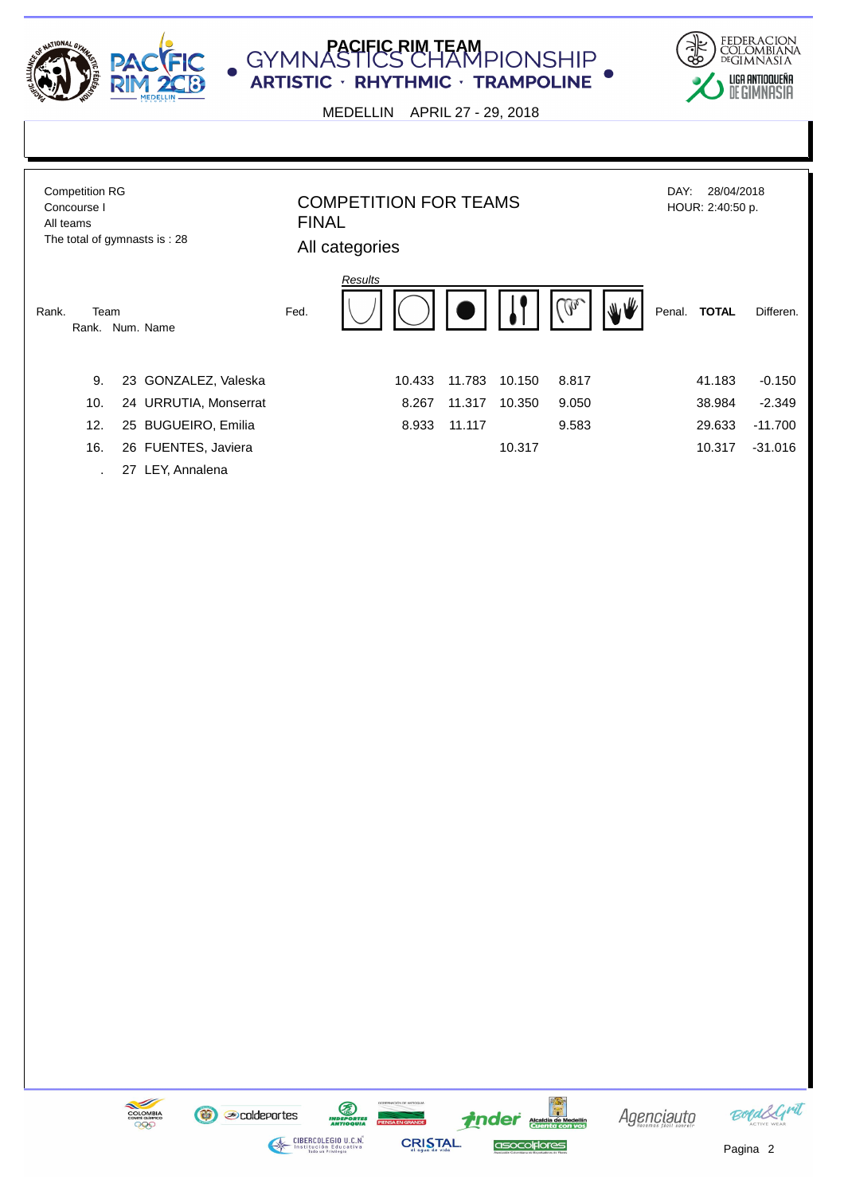Competition RG
Concourse I
All teams
The total of gymnasts is : 28

## COMPETITION FOR TEAMS
## FINAL
All categories

DAY: 28/04/2018
HOUR: 2:40:50 p.

*Results*

| Rank. | Team Rank. | Num. | Name | Fed. | Rope | Hoop | Ball | Clubs | Ribbon | Free | Penal. | **TOTAL** | Differen. |
|---|---|---|---|---|---|---|---|---|---|---|---|---|---|
| | 9. | 23 | GONZALEZ, Valeska | | | 10.433 | 11.783 | 10.150 | 8.817 | | | 41.183 | -0.150 |
| | 10. | 24 | URRUTIA, Monserrat | | | 8.267 | 11.317 | 10.350 | 9.050 | | | 38.984 | -2.349 |
| | 12. | 25 | BUGUEIRO, Emilia | | | 8.933 | 11.117 | | 9.583 | | | 29.633 | -11.700 |
| | 16. | 26 | FUENTES, Javiera | | | | | 10.317 | | | | 10.317 | -31.016 |
| | . | 27 | LEY, Annalena | | | | | | | | | | |